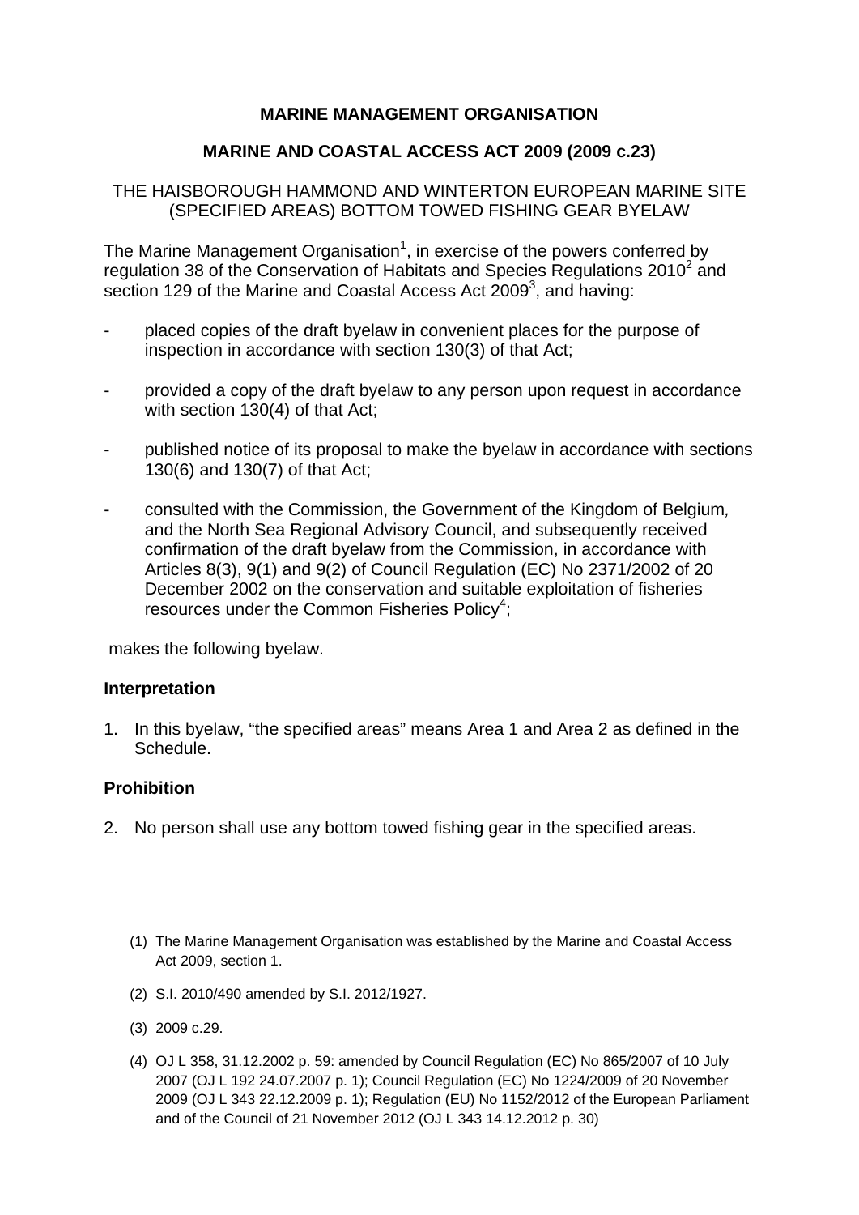**MARINE MANAGEMENT ORGANISATION**

**MARINE AND COASTAL ACCESS ACT 2009 (2009 c.23)**

THE HAISBOROUGH HAMMOND AND WINTERTON EUROPEAN MARINE SITE (SPECIFIED AREAS) BOTTOM TOWED FISHING GEAR BYELAW

The Marine Management Organisation[1], in exercise of the powers conferred by regulation 38 of the Conservation of Habitats and Species Regulations 2010[2] and section 129 of the Marine and Coastal Access Act 2009[3], and having:

- placed copies of the draft byelaw in convenient places for the purpose of inspection in accordance with section 130(3) of that Act;
- provided a copy of the draft byelaw to any person upon request in accordance with section 130(4) of that Act;
- published notice of its proposal to make the byelaw in accordance with sections 130(6) and 130(7) of that Act;
- consulted with the Commission, the Government of the Kingdom of Belgium, and the North Sea Regional Advisory Council, and subsequently received confirmation of the draft byelaw from the Commission, in accordance with Articles 8(3), 9(1) and 9(2) of Council Regulation (EC) No 2371/2002 of 20 December 2002 on the conservation and suitable exploitation of fisheries resources under the Common Fisheries Policy[4];

makes the following byelaw.

**Interpretation**

1. In this byelaw, "the specified areas" means Area 1 and Area 2 as defined in the Schedule.

**Prohibition**

2. No person shall use any bottom towed fishing gear in the specified areas.

(1) The Marine Management Organisation was established by the Marine and Coastal Access Act 2009, section 1.

(2) S.I. 2010/490 amended by S.I. 2012/1927.

(3) 2009 c.29.

(4) OJ L 358, 31.12.2002 p. 59: amended by Council Regulation (EC) No 865/2007 of 10 July 2007 (OJ L 192 24.07.2007 p. 1); Council Regulation (EC) No 1224/2009 of 20 November 2009 (OJ L 343 22.12.2009 p. 1); Regulation (EU) No 1152/2012 of the European Parliament and of the Council of 21 November 2012 (OJ L 343 14.12.2012 p. 30)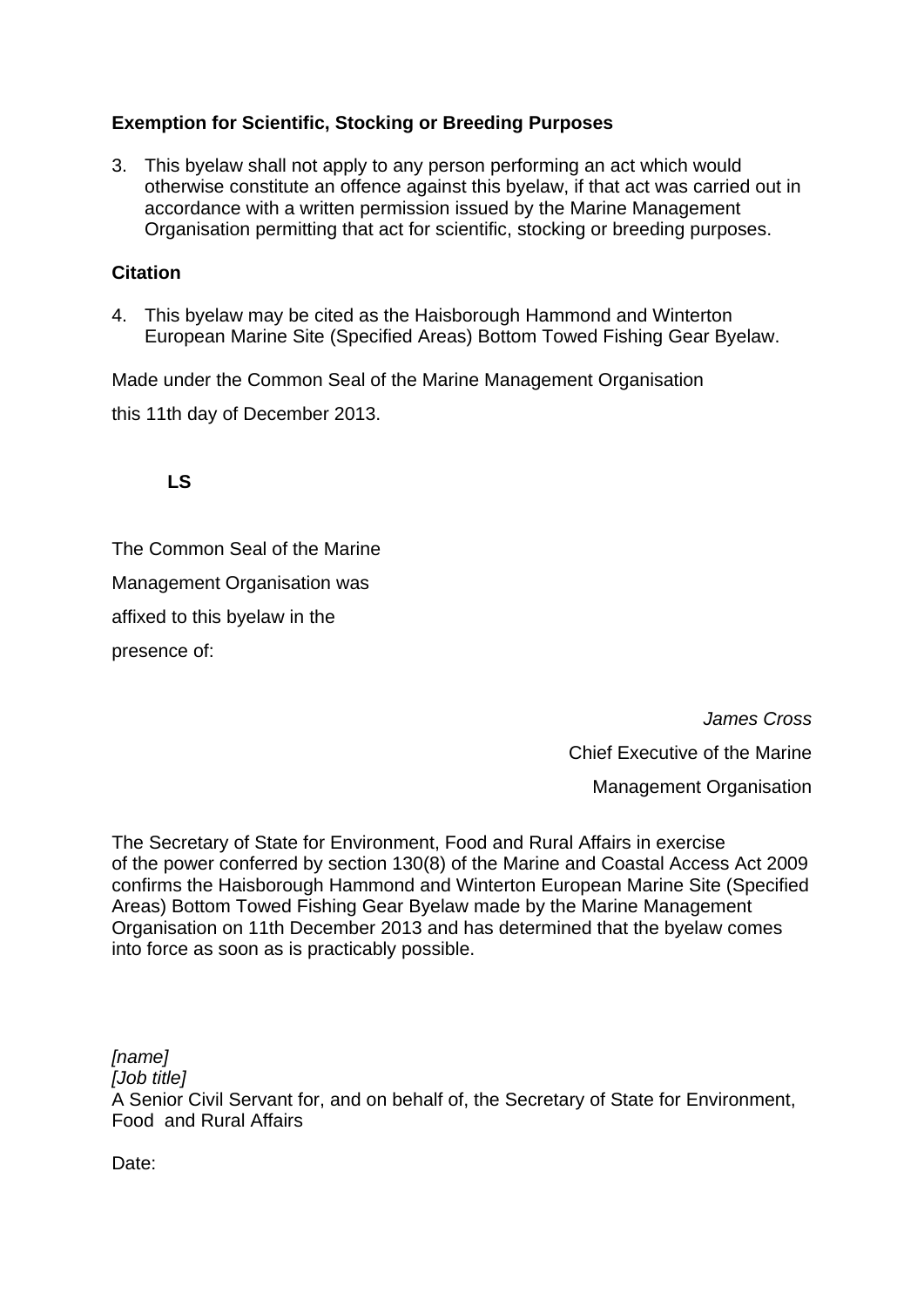**Exemption for Scientific, Stocking or Breeding Purposes**

3. This byelaw shall not apply to any person performing an act which would otherwise constitute an offence against this byelaw, if that act was carried out in accordance with a written permission issued by the Marine Management Organisation permitting that act for scientific, stocking or breeding purposes.

**Citation**

4. This byelaw may be cited as the Haisborough Hammond and Winterton European Marine Site (Specified Areas) Bottom Towed Fishing Gear Byelaw.

Made under the Common Seal of the Marine Management Organisation

this 11th day of December 2013.

**LS**

The Common Seal of the Marine

Management Organisation was

affixed to this byelaw in the

presence of:

*James Cross*

Chief Executive of the Marine

Management Organisation

The Secretary of State for Environment, Food and Rural Affairs in exercise of the power conferred by section 130(8) of the Marine and Coastal Access Act 2009 confirms the Haisborough Hammond and Winterton European Marine Site (Specified Areas) Bottom Towed Fishing Gear Byelaw made by the Marine Management Organisation on 11th December 2013 and has determined that the byelaw comes into force as soon as is practicably possible.

*[name]*
*[Job title]*
A Senior Civil Servant for, and on behalf of, the Secretary of State for Environment, Food and Rural Affairs

Date: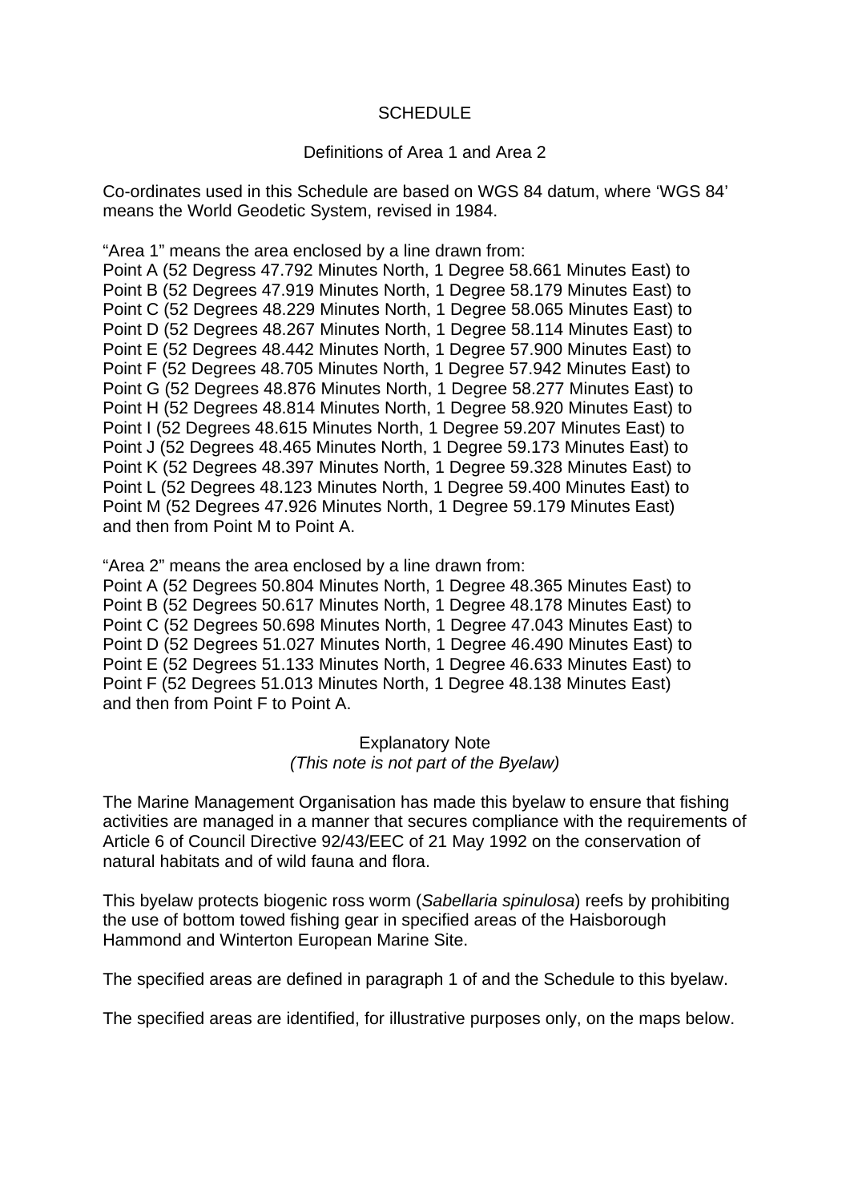SCHEDULE

Definitions of Area 1 and Area 2

Co-ordinates used in this Schedule are based on WGS 84 datum, where 'WGS 84' means the World Geodetic System, revised in 1984.

"Area 1" means the area enclosed by a line drawn from:
Point A (52 Degress 47.792 Minutes North, 1 Degree 58.661 Minutes East) to
Point B (52 Degrees 47.919 Minutes North, 1 Degree 58.179 Minutes East) to
Point C (52 Degrees 48.229 Minutes North, 1 Degree 58.065 Minutes East) to
Point D (52 Degrees 48.267 Minutes North, 1 Degree 58.114 Minutes East) to
Point E (52 Degrees 48.442 Minutes North, 1 Degree 57.900 Minutes East) to
Point F (52 Degrees 48.705 Minutes North, 1 Degree 57.942 Minutes East) to
Point G (52 Degrees 48.876 Minutes North, 1 Degree 58.277 Minutes East) to
Point H (52 Degrees 48.814 Minutes North, 1 Degree 58.920 Minutes East) to
Point I (52 Degrees 48.615 Minutes North, 1 Degree 59.207 Minutes East) to
Point J (52 Degrees 48.465 Minutes North, 1 Degree 59.173 Minutes East) to
Point K (52 Degrees 48.397 Minutes North, 1 Degree 59.328 Minutes East) to
Point L (52 Degrees 48.123 Minutes North, 1 Degree 59.400 Minutes East) to
Point M (52 Degrees 47.926 Minutes North, 1 Degree 59.179 Minutes East)
and then from Point M to Point A.

"Area 2" means the area enclosed by a line drawn from:
Point A (52 Degrees 50.804 Minutes North, 1 Degree 48.365 Minutes East) to
Point B (52 Degrees 50.617 Minutes North, 1 Degree 48.178 Minutes East) to
Point C (52 Degrees 50.698 Minutes North, 1 Degree 47.043 Minutes East) to
Point D (52 Degrees 51.027 Minutes North, 1 Degree 46.490 Minutes East) to
Point E (52 Degrees 51.133 Minutes North, 1 Degree 46.633 Minutes East) to
Point F (52 Degrees 51.013 Minutes North, 1 Degree 48.138 Minutes East)
and then from Point F to Point A.

Explanatory Note
*(This note is not part of the Byelaw)*

The Marine Management Organisation has made this byelaw to ensure that fishing activities are managed in a manner that secures compliance with the requirements of Article 6 of Council Directive 92/43/EEC of 21 May 1992 on the conservation of natural habitats and of wild fauna and flora.

This byelaw protects biogenic ross worm (*Sabellaria spinulosa*) reefs by prohibiting the use of bottom towed fishing gear in specified areas of the Haisborough Hammond and Winterton European Marine Site.

The specified areas are defined in paragraph 1 of and the Schedule to this byelaw.

The specified areas are identified, for illustrative purposes only, on the maps below.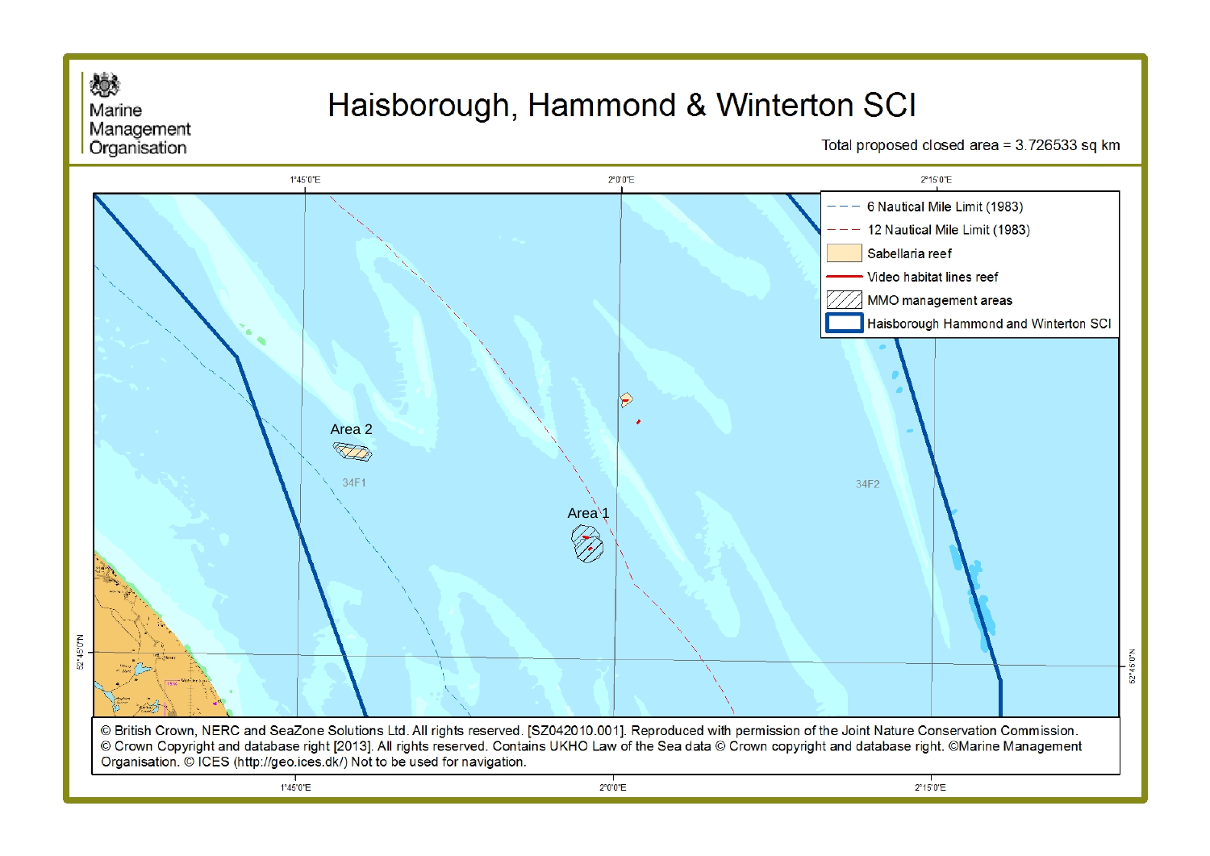Marine Management Organisation

# Haisborough, Hammond & Winterton SCI

Total proposed closed area = 3.726533 sq km

1°45'0"E

2°0'0"E

2°15'0"E

52°45'0"N

- 6 Nautical Mile Limit (1983)
- 12 Nautical Mile Limit (1983)
- Sabellaria reef
- Video habitat lines reef
- MMO management areas
- Haisborough Hammond and Winterton SCI

Area 2

34F1

Area 1

34F2

© British Crown, NERC and SeaZone Solutions Ltd. All rights reserved. [SZ042010.001]. Reproduced with permission of the Joint Nature Conservation Commission. © Crown Copyright and database right [2013]. All rights reserved. Contains UKHO Law of the Sea data © Crown copyright and database right. ©Marine Management Organisation. © ICES (http://geo.ices.dk/) Not to be used for navigation.